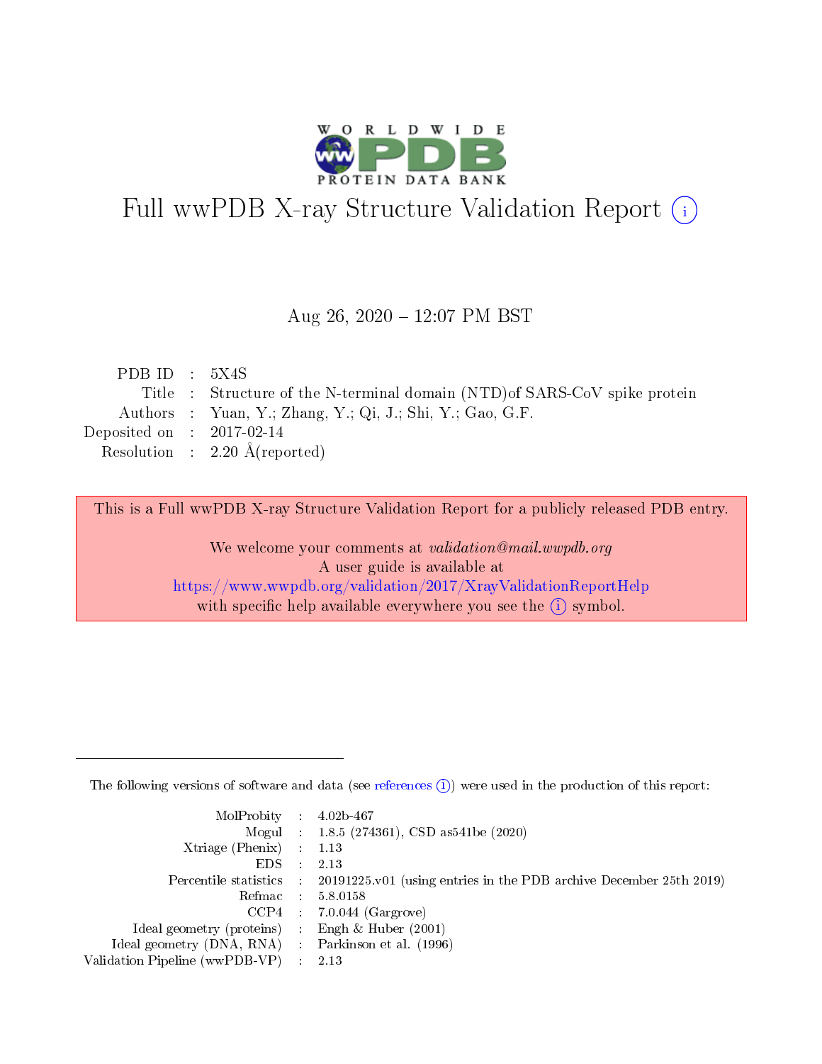# Full wwPDB X-ray Structure Validation Report (i)

Aug 26, 2020 – 12:07 PM BST

| | | |
|---|---|---|
| PDB ID | : | 5X4S |
| Title | : | Structure of the N-terminal domain (NTD)of SARS-CoV spike protein |
| Authors | : | Yuan, Y.; Zhang, Y.; Qi, J.; Shi, Y.; Gao, G.F. |
| Deposited on | : | 2017-02-14 |
| Resolution | : | 2.20 Å(reported) |

This is a Full wwPDB X-ray Structure Validation Report for a publicly released PDB entry.

We welcome your comments at *validation@mail.wwpdb.org*
A user guide is available at
https://www.wwpdb.org/validation/2017/XrayValidationReportHelp
with specific help available everywhere you see the (i) symbol.

---

The following versions of software and data (see references (i)) were used in the production of this report:

| | | |
|---|---|---|
| MolProbity | : | 4.02b-467 |
| Mogul | : | 1.8.5 (274361), CSD as541be (2020) |
| Xtriage (Phenix) | : | 1.13 |
| EDS | : | 2.13 |
| Percentile statistics | : | 20191225.v01 (using entries in the PDB archive December 25th 2019) |
| Refmac | : | 5.8.0158 |
| CCP4 | : | 7.0.044 (Gargrove) |
| Ideal geometry (proteins) | : | Engh & Huber (2001) |
| Ideal geometry (DNA, RNA) | : | Parkinson et al. (1996) |
| Validation Pipeline (wwPDB-VP) | : | 2.13 |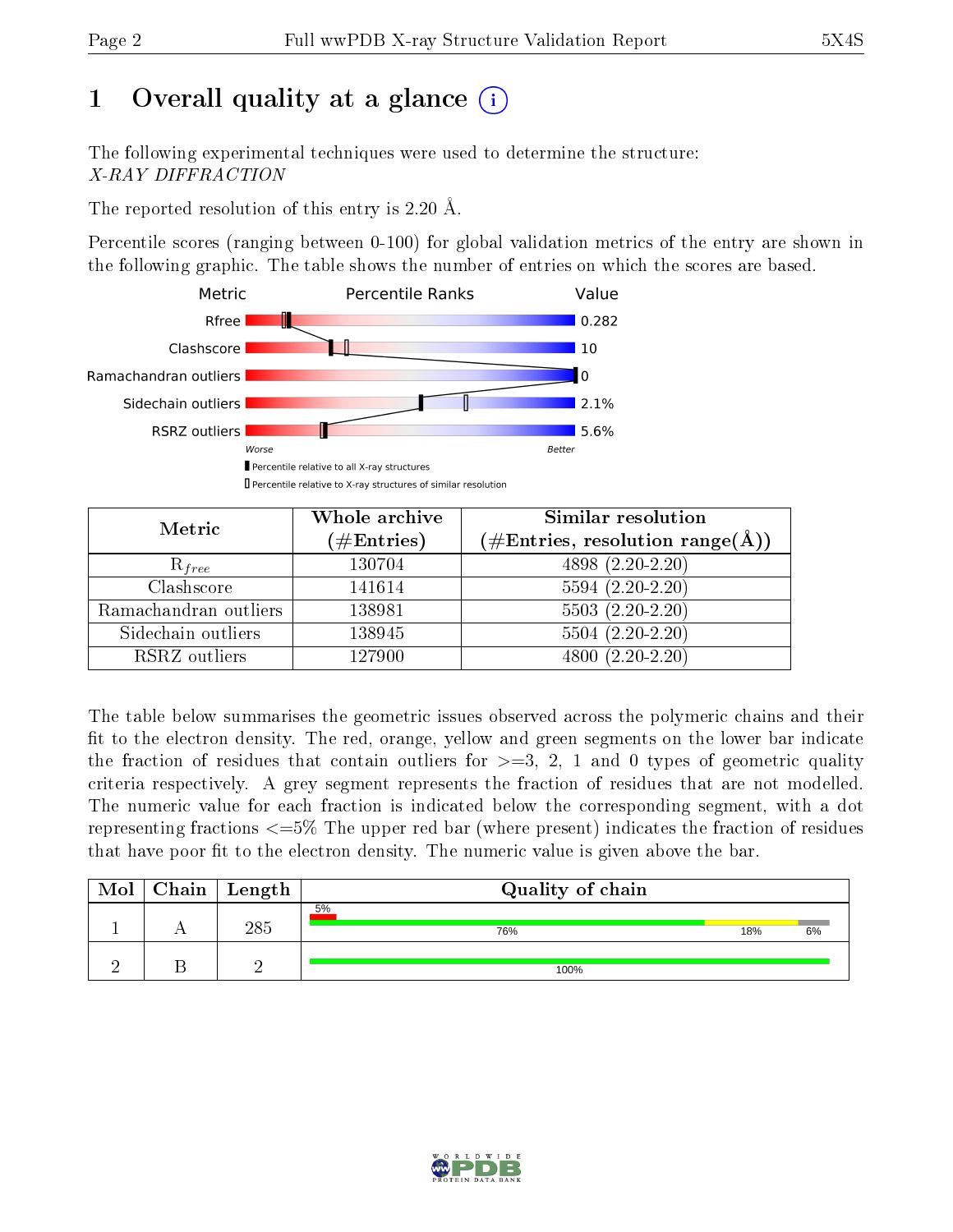# 1 Overall quality at a glance

The following experimental techniques were used to determine the structure:
*X-RAY DIFFRACTION*

The reported resolution of this entry is 2.20 Å.

Percentile scores (ranging between 0-100) for global validation metrics of the entry are shown in the following graphic. The table shows the number of entries on which the scores are based.

| Metric | Value |
|---|---|
| Rfree | 0.282 |
| Clashscore | 10 |
| Ramachandran outliers | 0 |
| Sidechain outliers | 2.1% |
| RSRZ outliers | 5.6% |

Worse — Better

Percentile relative to all X-ray structures
Percentile relative to X-ray structures of similar resolution

| Metric | Whole archive (#Entries) | Similar resolution (#Entries, resolution range(Å)) |
|---|---|---|
| $R_{free}$ | 130704 | 4898 (2.20-2.20) |
| Clashscore | 141614 | 5594 (2.20-2.20) |
| Ramachandran outliers | 138981 | 5503 (2.20-2.20) |
| Sidechain outliers | 138945 | 5504 (2.20-2.20) |
| RSRZ outliers | 127900 | 4800 (2.20-2.20) |

The table below summarises the geometric issues observed across the polymeric chains and their fit to the electron density. The red, orange, yellow and green segments on the lower bar indicate the fraction of residues that contain outliers for >=3, 2, 1 and 0 types of geometric quality criteria respectively. A grey segment represents the fraction of residues that are not modelled. The numeric value for each fraction is indicated below the corresponding segment, with a dot representing fractions <=5% The upper red bar (where present) indicates the fraction of residues that have poor fit to the electron density. The numeric value is given above the bar.

| Mol | Chain | Length | Quality of chain |
|---|---|---|---|
| 1 | A | 285 | 5% (poor fit); 76%, 18%, 6% |
| 2 | B | 2 | 100% |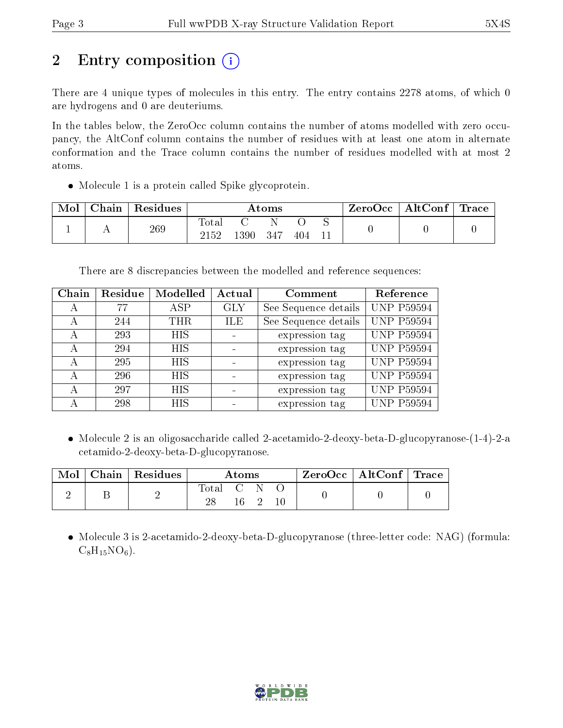# 2 Entry composition

There are 4 unique types of molecules in this entry. The entry contains 2278 atoms, of which 0 are hydrogens and 0 are deuteriums.

In the tables below, the ZeroOcc column contains the number of atoms modelled with zero occupancy, the AltConf column contains the number of residues with at least one atom in alternate conformation and the Trace column contains the number of residues modelled with at most 2 atoms.

- Molecule 1 is a protein called Spike glycoprotein.

| Mol | Chain | Residues | Atoms | | | | | ZeroOcc | AltConf | Trace |
|---|---|---|---|---|---|---|---|---|---|---|
| 1 | A | 269 | Total | C | N | O | S | 0 | 0 | 0 |
| | | | 2152 | 1390 | 347 | 404 | 11 | | | |

There are 8 discrepancies between the modelled and reference sequences:

| Chain | Residue | Modelled | Actual | Comment | Reference |
|---|---|---|---|---|---|
| A | 77 | ASP | GLY | See Sequence details | UNP P59594 |
| A | 244 | THR | ILE | See Sequence details | UNP P59594 |
| A | 293 | HIS | - | expression tag | UNP P59594 |
| A | 294 | HIS | - | expression tag | UNP P59594 |
| A | 295 | HIS | - | expression tag | UNP P59594 |
| A | 296 | HIS | - | expression tag | UNP P59594 |
| A | 297 | HIS | - | expression tag | UNP P59594 |
| A | 298 | HIS | - | expression tag | UNP P59594 |

- Molecule 2 is an oligosaccharide called 2-acetamido-2-deoxy-beta-D-glucopyranose-(1-4)-2-acetamido-2-deoxy-beta-D-glucopyranose.

| Mol | Chain | Residues | Atoms | | | | ZeroOcc | AltConf | Trace |
|---|---|---|---|---|---|---|---|---|---|
| 2 | B | 2 | Total | C | N | O | 0 | 0 | 0 |
| | | | 28 | 16 | 2 | 10 | | | |

- Molecule 3 is 2-acetamido-2-deoxy-beta-D-glucopyranose (three-letter code: NAG) (formula: $C_8H_{15}NO_6$).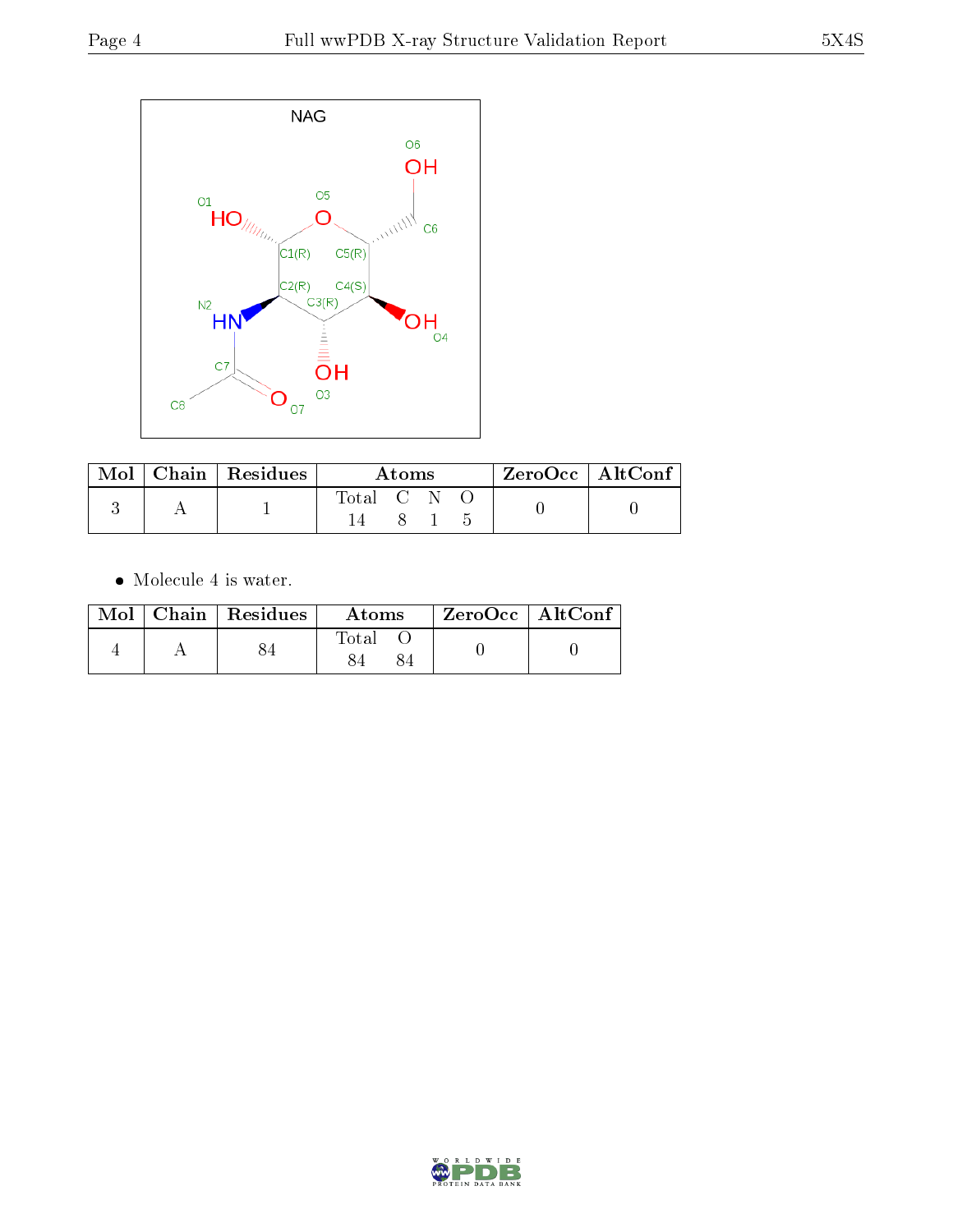| Mol | Chain | Residues | Atoms | | | | ZeroOcc | AltConf |
|---|---|---|---|---|---|---|---|---|
| | | | Total | C | N | O | | |
| 3 | A | 1 | 14 | 8 | 1 | 5 | 0 | 0 |

- Molecule 4 is water.

| Mol | Chain | Residues | Atoms | | ZeroOcc | AltConf |
|---|---|---|---|---|---|---|
| | | | Total | O | | |
| 4 | A | 84 | 84 | 84 | 0 | 0 |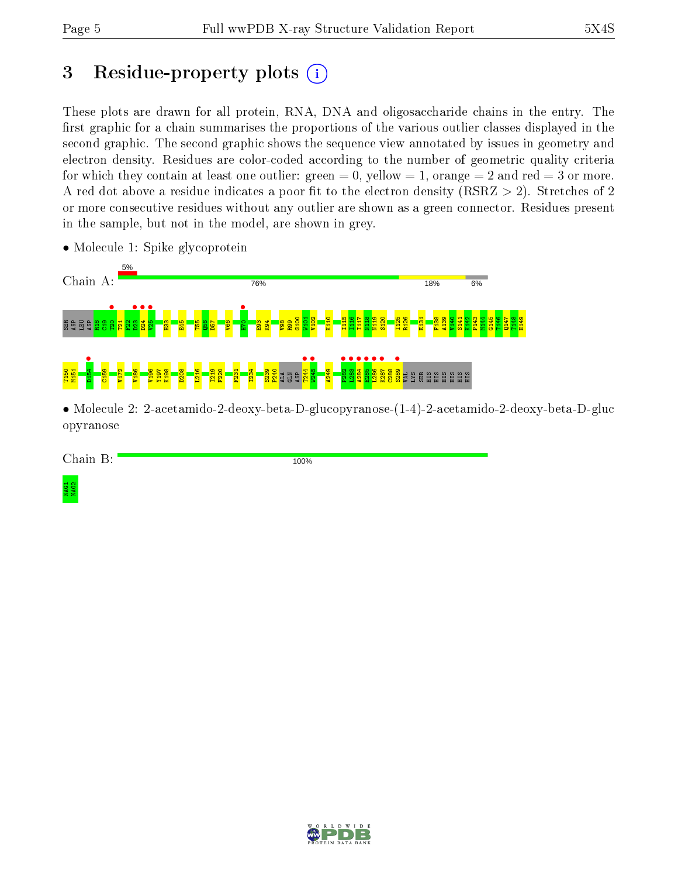# 3 Residue-property plots

These plots are drawn for all protein, RNA, DNA and oligosaccharide chains in the entry. The first graphic for a chain summarises the proportions of the various outlier classes displayed in the second graphic. The second graphic shows the sequence view annotated by issues in geometry and electron density. Residues are color-coded according to the number of geometric quality criteria for which they contain at least one outlier: green = 0, yellow = 1, orange = 2 and red = 3 or more. A red dot above a residue indicates a poor fit to the electron density (RSRZ > 2). Stretches of 2 or more consecutive residues without any outlier are shown as a green connector. Residues present in the sample, but not in the model, are shown in grey.

- Molecule 1: Spike glycoprotein

Chain A: 5% | 76% | 18% | 6%

SER ASP LEU ASP R18 C19 T20 T21 F22 D23 D24 V25 H33 E45 T55 Q56 D57 V66 H70 E93 K94 V98 R99 G100 W101 V102 K110 I115 I116 I117 N118 N119 S120 I125 R126 E131 F138 A139 V140 S141 K142 P143 M144 G145 T146 Q147 T148 H149 T150 M151 I154 C159 V172 V186 V196 Y197 K198 D208 L216 I219 F220 F231 I234 S239 F240 ALA GLN ASP T244 W245 A249 F282 L283 A284 E285 L286 K287 C288 S289 VAL LYS SER HIS HIS HIS HIS HIS HIS

- Molecule 2: 2-acetamido-2-deoxy-beta-D-glucopyranose-(1-4)-2-acetamido-2-deoxy-beta-D-glucopyranose

Chain B: 100%

NAG1 NAG2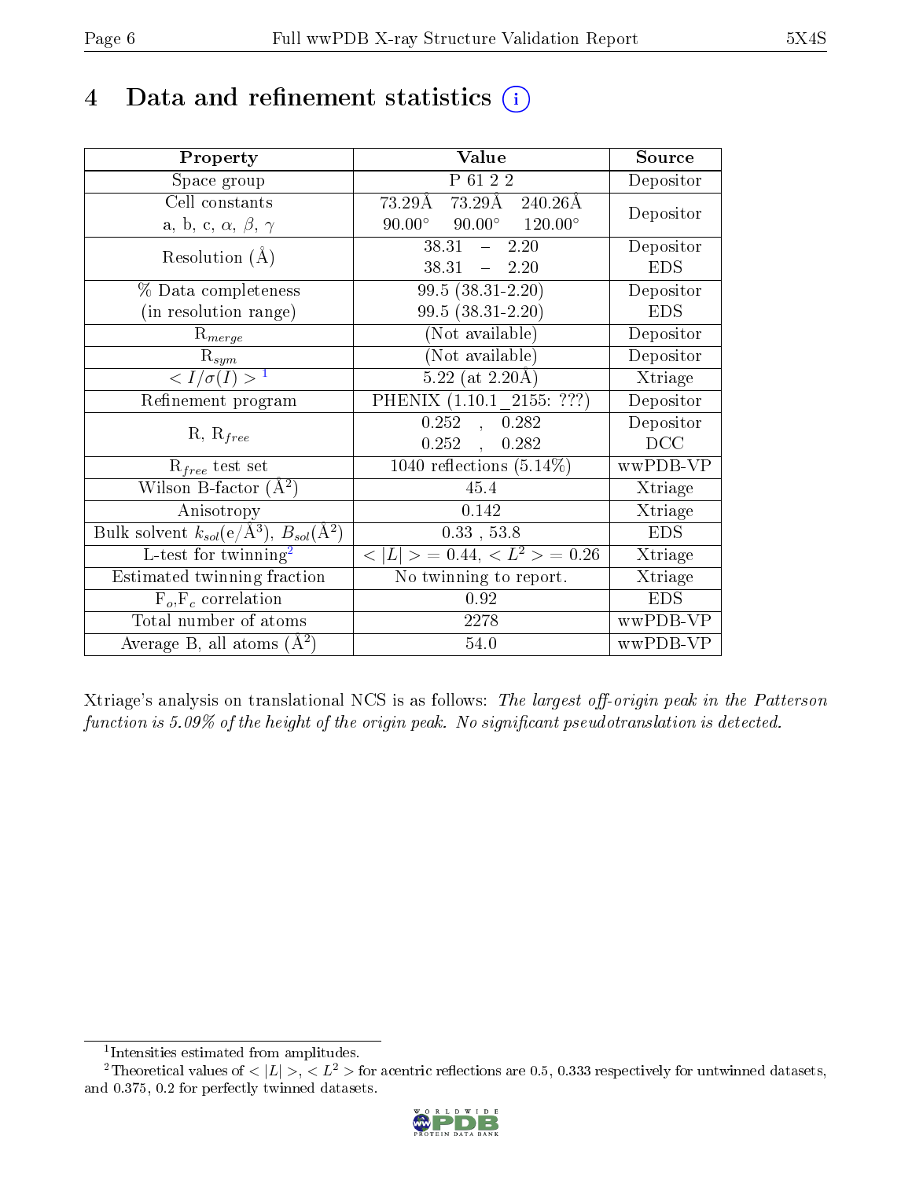# 4 Data and refinement statistics (i)

| Property | Value | Source |
|---|---|---|
| Space group | P 61 2 2 | Depositor |
| Cell constants<br>a, b, c, $\alpha$, $\beta$, $\gamma$ | 73.29Å 73.29Å 240.26Å<br>90.00° 90.00° 120.00° | Depositor |
| Resolution (Å) | 38.31 – 2.20<br>38.31 – 2.20 | Depositor<br>EDS |
| % Data completeness<br>(in resolution range) | 99.5 (38.31-2.20)<br>99.5 (38.31-2.20) | Depositor<br>EDS |
| $R_{merge}$ | (Not available) | Depositor |
| $R_{sym}$ | (Not available) | Depositor |
| $< I/\sigma(I) >$ [1] | 5.22 (at 2.20Å) | Xtriage |
| Refinement program | PHENIX (1.10.1_2155: ???) | Depositor |
| R, $R_{free}$ | 0.252 , 0.282<br>0.252 , 0.282 | Depositor<br>DCC |
| $R_{free}$ test set | 1040 reflections (5.14%) | wwPDB-VP |
| Wilson B-factor (Å$^2$) | 45.4 | Xtriage |
| Anisotropy | 0.142 | Xtriage |
| Bulk solvent $k_{sol}$(e/Å$^3$), $B_{sol}$(Å$^2$) | 0.33 , 53.8 | EDS |
| L-test for twinning[2] | $< \|L\| >$ = 0.44, $< L^2 >$ = 0.26 | Xtriage |
| Estimated twinning fraction | No twinning to report. | Xtriage |
| $F_o$,$F_c$ correlation | 0.92 | EDS |
| Total number of atoms | 2278 | wwPDB-VP |
| Average B, all atoms (Å$^2$) | 54.0 | wwPDB-VP |

Xtriage's analysis on translational NCS is as follows: *The largest off-origin peak in the Patterson function is 5.09% of the height of the origin peak. No significant pseudotranslation is detected.*

[1] Intensities estimated from amplitudes.

[2] Theoretical values of $< |L| >$, $< L^2 >$ for acentric reflections are 0.5, 0.333 respectively for untwinned datasets, and 0.375, 0.2 for perfectly twinned datasets.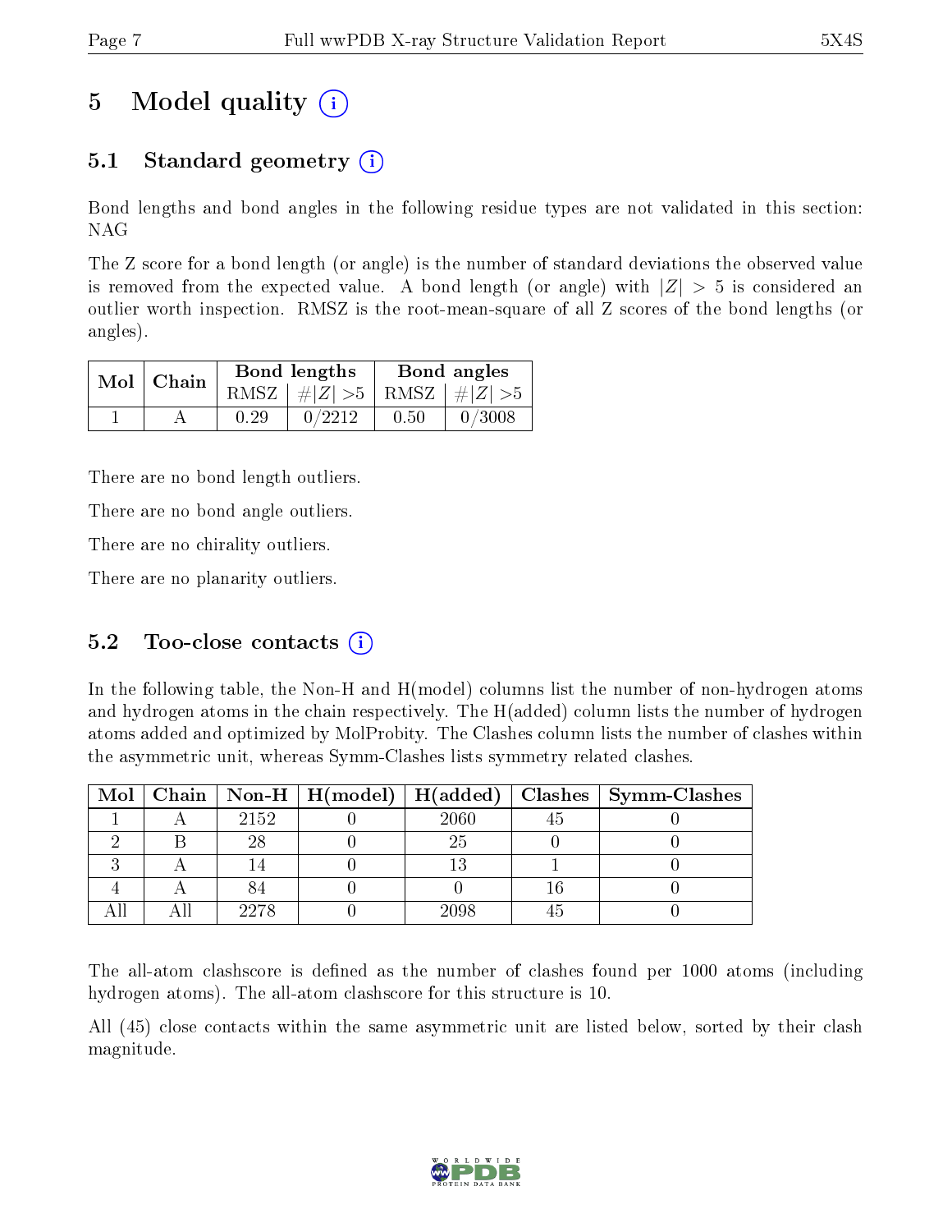# 5 Model quality

## 5.1 Standard geometry

Bond lengths and bond angles in the following residue types are not validated in this section: NAG

The Z score for a bond length (or angle) is the number of standard deviations the observed value is removed from the expected value. A bond length (or angle) with $|Z| > 5$ is considered an outlier worth inspection. RMSZ is the root-mean-square of all Z scores of the bond lengths (or angles).

| Mol | Chain | Bond lengths | | Bond angles | |
|---|---|---|---|---|---|
| | | RMSZ | $\#|Z| > 5$ | RMSZ | $\#|Z| > 5$ |
| 1 | A | 0.29 | 0/2212 | 0.50 | 0/3008 |

There are no bond length outliers.

There are no bond angle outliers.

There are no chirality outliers.

There are no planarity outliers.

## 5.2 Too-close contacts

In the following table, the Non-H and H(model) columns list the number of non-hydrogen atoms and hydrogen atoms in the chain respectively. The H(added) column lists the number of hydrogen atoms added and optimized by MolProbity. The Clashes column lists the number of clashes within the asymmetric unit, whereas Symm-Clashes lists symmetry related clashes.

| Mol | Chain | Non-H | H(model) | H(added) | Clashes | Symm-Clashes |
|---|---|---|---|---|---|---|
| 1 | A | 2152 | 0 | 2060 | 45 | 0 |
| 2 | B | 28 | 0 | 25 | 0 | 0 |
| 3 | A | 14 | 0 | 13 | 1 | 0 |
| 4 | A | 84 | 0 | 0 | 16 | 0 |
| All | All | 2278 | 0 | 2098 | 45 | 0 |

The all-atom clashscore is defined as the number of clashes found per 1000 atoms (including hydrogen atoms). The all-atom clashscore for this structure is 10.

All (45) close contacts within the same asymmetric unit are listed below, sorted by their clash magnitude.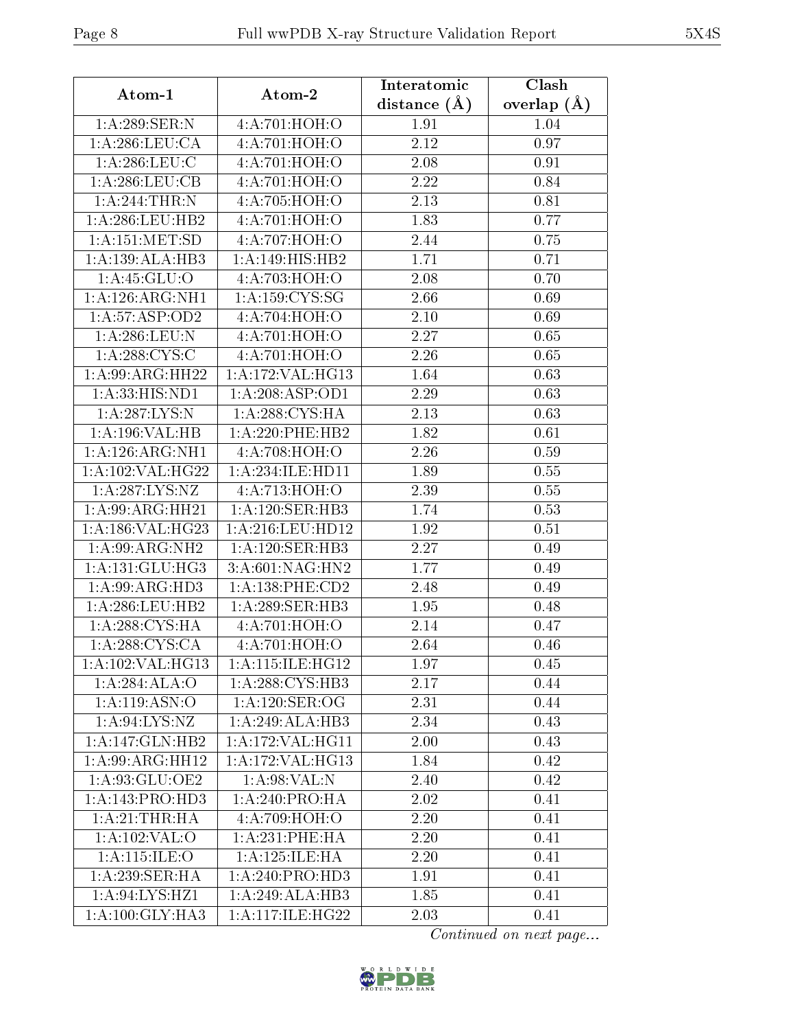| Atom-1 | Atom-2 | Interatomic distance (Å) | Clash overlap (Å) |
|---|---|---|---|
| 1:A:289:SER:N | 4:A:701:HOH:O | 1.91 | 1.04 |
| 1:A:286:LEU:CA | 4:A:701:HOH:O | 2.12 | 0.97 |
| 1:A:286:LEU:C | 4:A:701:HOH:O | 2.08 | 0.91 |
| 1:A:286:LEU:CB | 4:A:701:HOH:O | 2.22 | 0.84 |
| 1:A:244:THR:N | 4:A:705:HOH:O | 2.13 | 0.81 |
| 1:A:286:LEU:HB2 | 4:A:701:HOH:O | 1.83 | 0.77 |
| 1:A:151:MET:SD | 4:A:707:HOH:O | 2.44 | 0.75 |
| 1:A:139:ALA:HB3 | 1:A:149:HIS:HB2 | 1.71 | 0.71 |
| 1:A:45:GLU:O | 4:A:703:HOH:O | 2.08 | 0.70 |
| 1:A:126:ARG:NH1 | 1:A:159:CYS:SG | 2.66 | 0.69 |
| 1:A:57:ASP:OD2 | 4:A:704:HOH:O | 2.10 | 0.69 |
| 1:A:286:LEU:N | 4:A:701:HOH:O | 2.27 | 0.65 |
| 1:A:288:CYS:C | 4:A:701:HOH:O | 2.26 | 0.65 |
| 1:A:99:ARG:HH22 | 1:A:172:VAL:HG13 | 1.64 | 0.63 |
| 1:A:33:HIS:ND1 | 1:A:208:ASP:OD1 | 2.29 | 0.63 |
| 1:A:287:LYS:N | 1:A:288:CYS:HA | 2.13 | 0.63 |
| 1:A:196:VAL:HB | 1:A:220:PHE:HB2 | 1.82 | 0.61 |
| 1:A:126:ARG:NH1 | 4:A:708:HOH:O | 2.26 | 0.59 |
| 1:A:102:VAL:HG22 | 1:A:234:ILE:HD11 | 1.89 | 0.55 |
| 1:A:287:LYS:NZ | 4:A:713:HOH:O | 2.39 | 0.55 |
| 1:A:99:ARG:HH21 | 1:A:120:SER:HB3 | 1.74 | 0.53 |
| 1:A:186:VAL:HG23 | 1:A:216:LEU:HD12 | 1.92 | 0.51 |
| 1:A:99:ARG:NH2 | 1:A:120:SER:HB3 | 2.27 | 0.49 |
| 1:A:131:GLU:HG3 | 3:A:601:NAG:HN2 | 1.77 | 0.49 |
| 1:A:99:ARG:HD3 | 1:A:138:PHE:CD2 | 2.48 | 0.49 |
| 1:A:286:LEU:HB2 | 1:A:289:SER:HB3 | 1.95 | 0.48 |
| 1:A:288:CYS:HA | 4:A:701:HOH:O | 2.14 | 0.47 |
| 1:A:288:CYS:CA | 4:A:701:HOH:O | 2.64 | 0.46 |
| 1:A:102:VAL:HG13 | 1:A:115:ILE:HG12 | 1.97 | 0.45 |
| 1:A:284:ALA:O | 1:A:288:CYS:HB3 | 2.17 | 0.44 |
| 1:A:119:ASN:O | 1:A:120:SER:OG | 2.31 | 0.44 |
| 1:A:94:LYS:NZ | 1:A:249:ALA:HB3 | 2.34 | 0.43 |
| 1:A:147:GLN:HB2 | 1:A:172:VAL:HG11 | 2.00 | 0.43 |
| 1:A:99:ARG:HH12 | 1:A:172:VAL:HG13 | 1.84 | 0.42 |
| 1:A:93:GLU:OE2 | 1:A:98:VAL:N | 2.40 | 0.42 |
| 1:A:143:PRO:HD3 | 1:A:240:PRO:HA | 2.02 | 0.41 |
| 1:A:21:THR:HA | 4:A:709:HOH:O | 2.20 | 0.41 |
| 1:A:102:VAL:O | 1:A:231:PHE:HA | 2.20 | 0.41 |
| 1:A:115:ILE:O | 1:A:125:ILE:HA | 2.20 | 0.41 |
| 1:A:239:SER:HA | 1:A:240:PRO:HD3 | 1.91 | 0.41 |
| 1:A:94:LYS:HZ1 | 1:A:249:ALA:HB3 | 1.85 | 0.41 |
| 1:A:100:GLY:HA3 | 1:A:117:ILE:HG22 | 2.03 | 0.41 |

*Continued on next page...*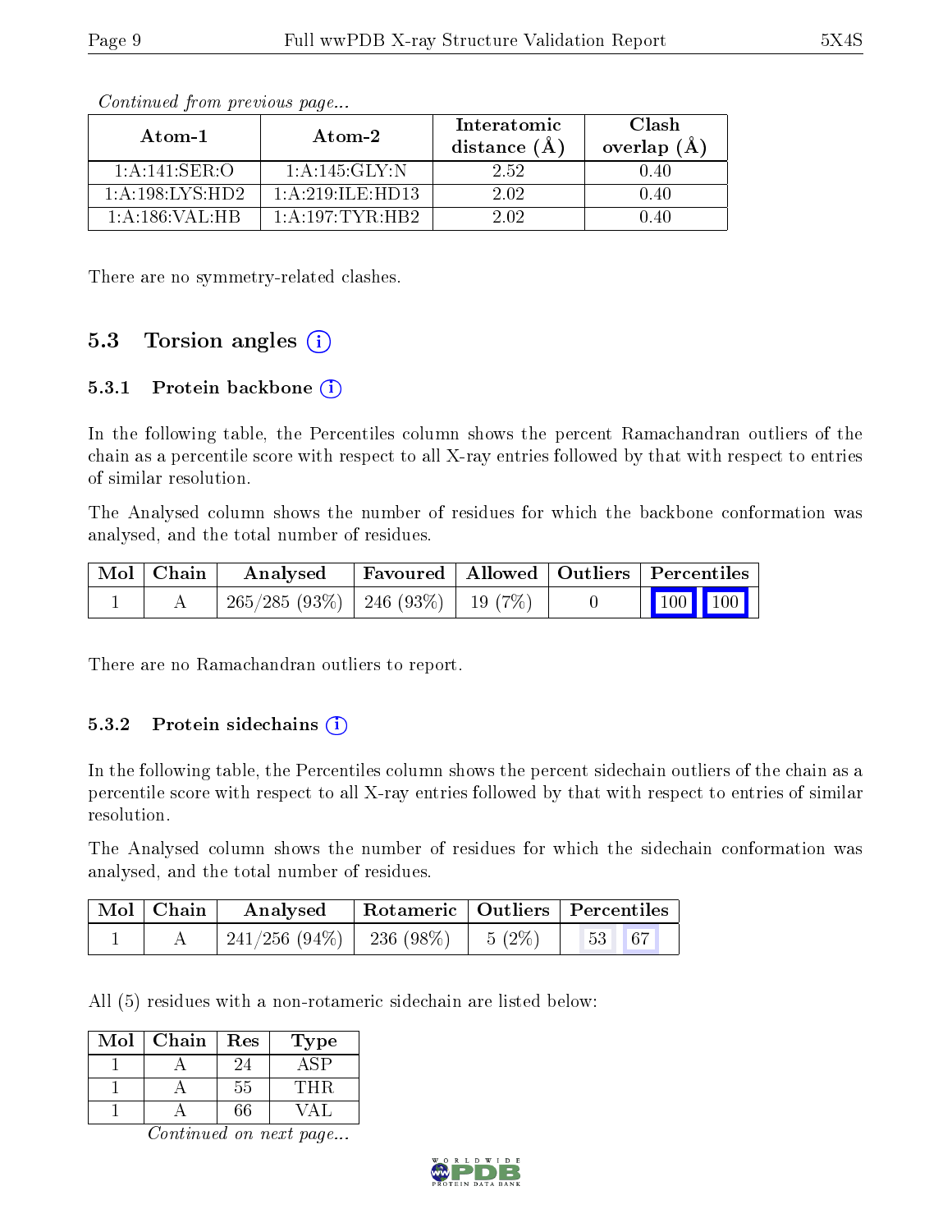*Continued from previous page...*

| Atom-1 | Atom-2 | Interatomic distance (Å) | Clash overlap (Å) |
|---|---|---|---|
| 1:A:141:SER:O | 1:A:145:GLY:N | 2.52 | 0.40 |
| 1:A:198:LYS:HD2 | 1:A:219:ILE:HD13 | 2.02 | 0.40 |
| 1:A:186:VAL:HB | 1:A:197:TYR:HB2 | 2.02 | 0.40 |

There are no symmetry-related clashes.

## 5.3 Torsion angles

### 5.3.1 Protein backbone

In the following table, the Percentiles column shows the percent Ramachandran outliers of the chain as a percentile score with respect to all X-ray entries followed by that with respect to entries of similar resolution.

The Analysed column shows the number of residues for which the backbone conformation was analysed, and the total number of residues.

| Mol | Chain | Analysed | Favoured | Allowed | Outliers | Percentiles | |
|---|---|---|---|---|---|---|---|
| 1 | A | 265/285 (93%) | 246 (93%) | 19 (7%) | 0 | 100 | 100 |

There are no Ramachandran outliers to report.

### 5.3.2 Protein sidechains

In the following table, the Percentiles column shows the percent sidechain outliers of the chain as a percentile score with respect to all X-ray entries followed by that with respect to entries of similar resolution.

The Analysed column shows the number of residues for which the sidechain conformation was analysed, and the total number of residues.

| Mol | Chain | Analysed | Rotameric | Outliers | Percentiles | |
|---|---|---|---|---|---|---|
| 1 | A | 241/256 (94%) | 236 (98%) | 5 (2%) | 53 | 67 |

All (5) residues with a non-rotameric sidechain are listed below:

| Mol | Chain | Res | Type |
|---|---|---|---|
| 1 | A | 24 | ASP |
| 1 | A | 55 | THR |
| 1 | A | 66 | VAL |

*Continued on next page...*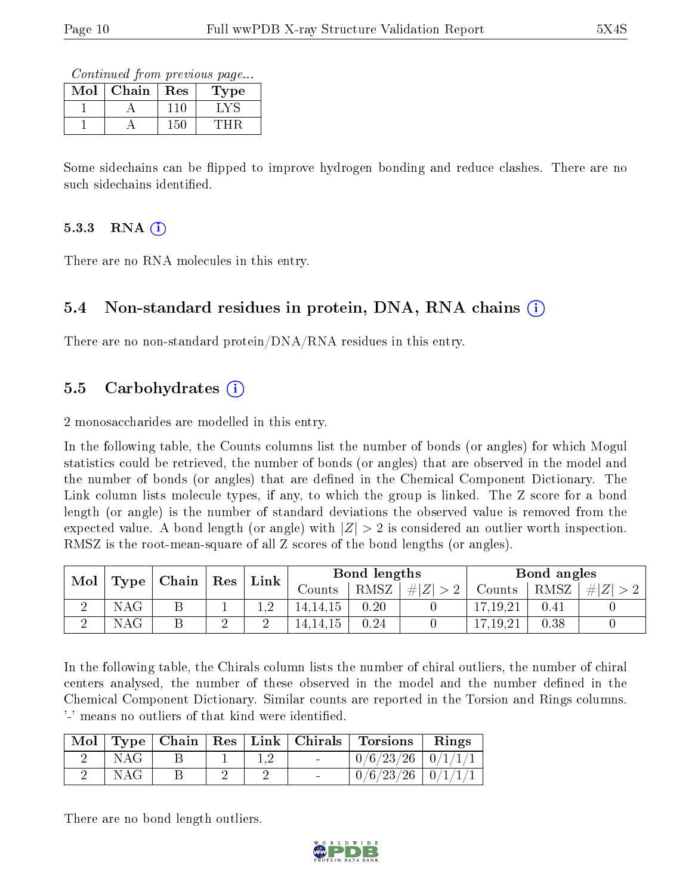*Continued from previous page...*

| Mol | Chain | Res | Type |
|---|---|---|---|
| 1 | A | 110 | LYS |
| 1 | A | 150 | THR |

Some sidechains can be flipped to improve hydrogen bonding and reduce clashes. There are no such sidechains identified.

### 5.3.3 RNA

There are no RNA molecules in this entry.

## 5.4 Non-standard residues in protein, DNA, RNA chains

There are no non-standard protein/DNA/RNA residues in this entry.

## 5.5 Carbohydrates

2 monosaccharides are modelled in this entry.

In the following table, the Counts columns list the number of bonds (or angles) for which Mogul statistics could be retrieved, the number of bonds (or angles) that are observed in the model and the number of bonds (or angles) that are defined in the Chemical Component Dictionary. The Link column lists molecule types, if any, to which the group is linked. The Z score for a bond length (or angle) is the number of standard deviations the observed value is removed from the expected value. A bond length (or angle) with $|Z| > 2$ is considered an outlier worth inspection. RMSZ is the root-mean-square of all Z scores of the bond lengths (or angles).

| Mol | Type | Chain | Res | Link | Bond lengths | | | Bond angles | | |
|---|---|---|---|---|---|---|---|---|---|---|
| | | | | | Counts | RMSZ | $\#\|Z\| > 2$ | Counts | RMSZ | $\#\|Z\| > 2$ |
| 2 | NAG | B | 1 | 1,2 | 14,14,15 | 0.20 | 0 | 17,19,21 | 0.41 | 0 |
| 2 | NAG | B | 2 | 2 | 14,14,15 | 0.24 | 0 | 17,19,21 | 0.38 | 0 |

In the following table, the Chirals column lists the number of chiral outliers, the number of chiral centers analysed, the number of these observed in the model and the number defined in the Chemical Component Dictionary. Similar counts are reported in the Torsion and Rings columns. '-' means no outliers of that kind were identified.

| Mol | Type | Chain | Res | Link | Chirals | Torsions | Rings |
|---|---|---|---|---|---|---|---|
| 2 | NAG | B | 1 | 1,2 | - | 0/6/23/26 | 0/1/1/1 |
| 2 | NAG | B | 2 | 2 | - | 0/6/23/26 | 0/1/1/1 |

There are no bond length outliers.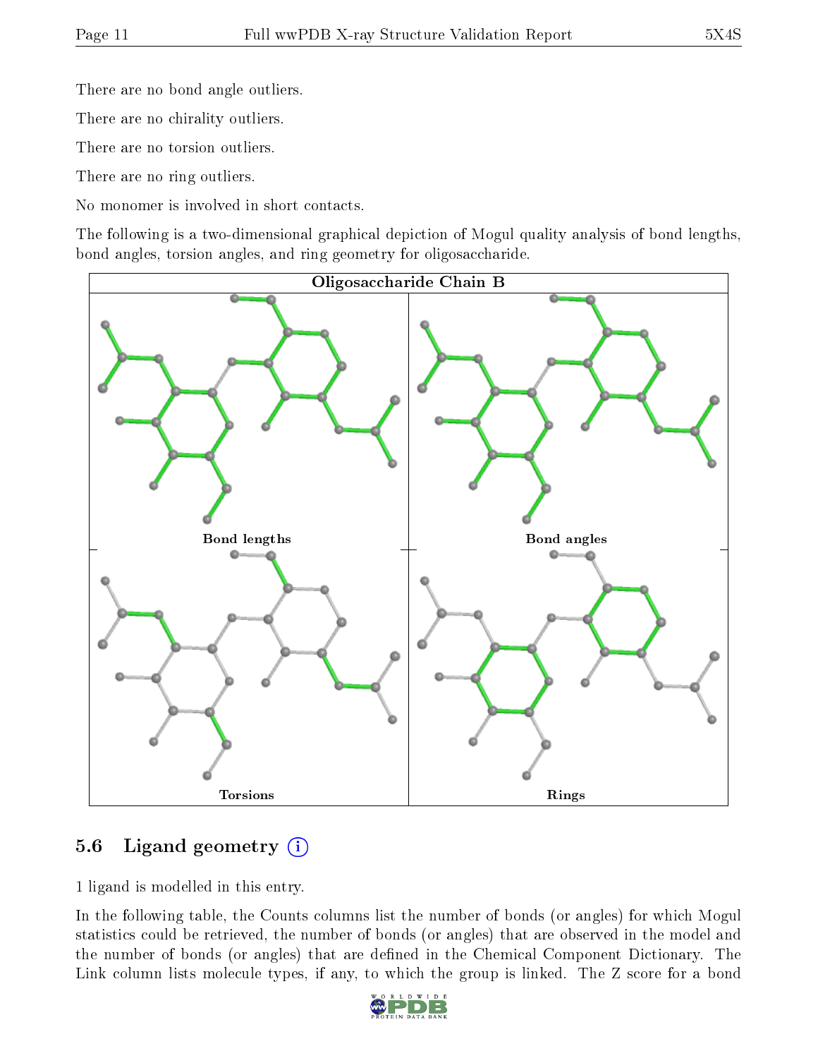There are no bond angle outliers.

There are no chirality outliers.

There are no torsion outliers.

There are no ring outliers.

No monomer is involved in short contacts.

The following is a two-dimensional graphical depiction of Mogul quality analysis of bond lengths, bond angles, torsion angles, and ring geometry for oligosaccharide.

**Oligosaccharide Chain B**

Bond lengths

Bond angles

Torsions

Rings

## 5.6 Ligand geometry

1 ligand is modelled in this entry.

In the following table, the Counts columns list the number of bonds (or angles) for which Mogul statistics could be retrieved, the number of bonds (or angles) that are observed in the model and the number of bonds (or angles) that are defined in the Chemical Component Dictionary. The Link column lists molecule types, if any, to which the group is linked. The Z score for a bond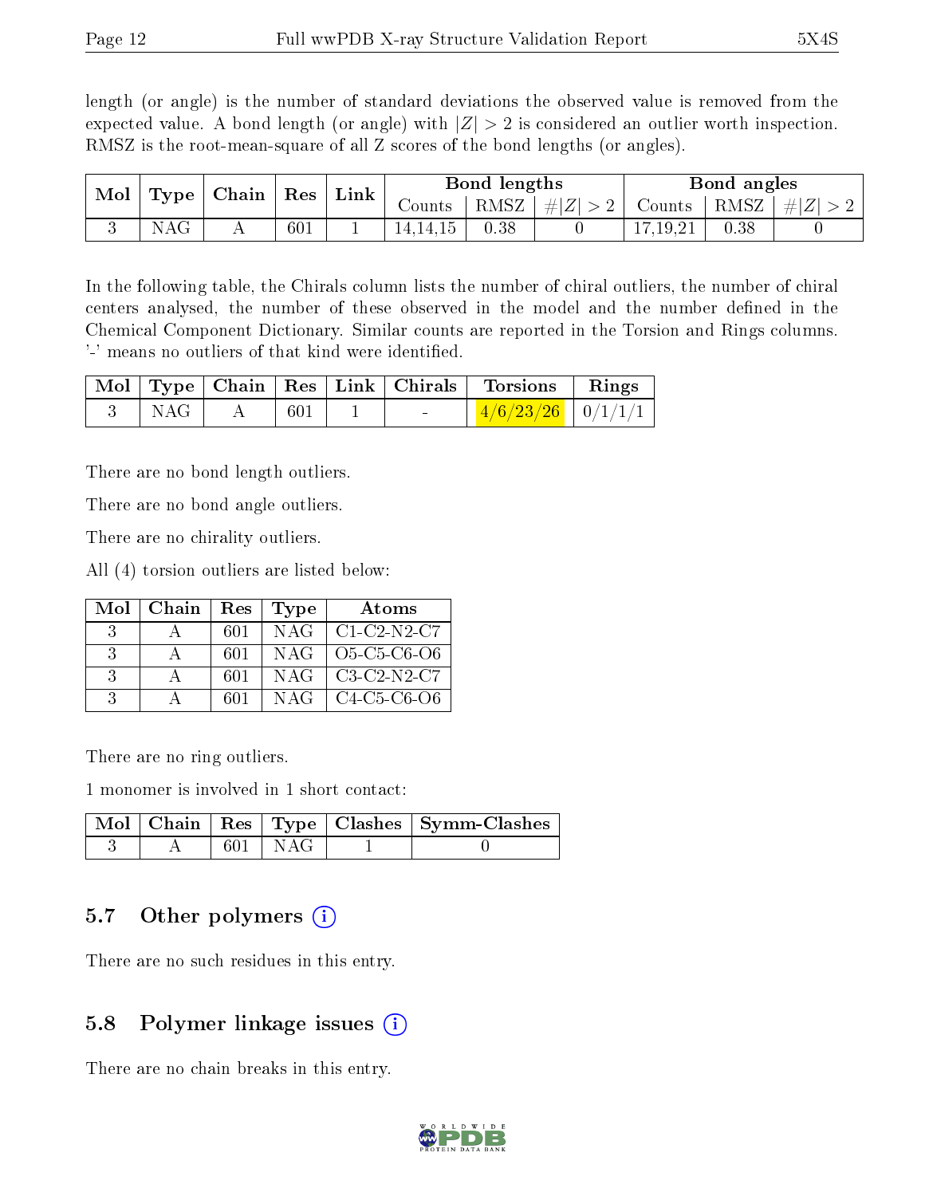length (or angle) is the number of standard deviations the observed value is removed from the expected value. A bond length (or angle) with $|Z| > 2$ is considered an outlier worth inspection. RMSZ is the root-mean-square of all Z scores of the bond lengths (or angles).

| Mol | Type | Chain | Res | Link | Bond lengths | | | Bond angles | | |
|---|---|---|---|---|---|---|---|---|---|---|
| | | | | | Counts | RMSZ | $\#\|Z\| > 2$ | Counts | RMSZ | $\#\|Z\| > 2$ |
| 3 | NAG | A | 601 | 1 | 14,14,15 | 0.38 | 0 | 17,19,21 | 0.38 | 0 |

In the following table, the Chirals column lists the number of chiral outliers, the number of chiral centers analysed, the number of these observed in the model and the number defined in the Chemical Component Dictionary. Similar counts are reported in the Torsion and Rings columns. '-' means no outliers of that kind were identified.

| Mol | Type | Chain | Res | Link | Chirals | Torsions | Rings |
|---|---|---|---|---|---|---|---|
| 3 | NAG | A | 601 | 1 | - | 4/6/23/26 | 0/1/1/1 |

There are no bond length outliers.

There are no bond angle outliers.

There are no chirality outliers.

All (4) torsion outliers are listed below:

| Mol | Chain | Res | Type | Atoms |
|---|---|---|---|---|
| 3 | A | 601 | NAG | C1-C2-N2-C7 |
| 3 | A | 601 | NAG | O5-C5-C6-O6 |
| 3 | A | 601 | NAG | C3-C2-N2-C7 |
| 3 | A | 601 | NAG | C4-C5-C6-O6 |

There are no ring outliers.

1 monomer is involved in 1 short contact:

| Mol | Chain | Res | Type | Clashes | Symm-Clashes |
|---|---|---|---|---|---|
| 3 | A | 601 | NAG | 1 | 0 |

## 5.7 Other polymers

There are no such residues in this entry.

## 5.8 Polymer linkage issues

There are no chain breaks in this entry.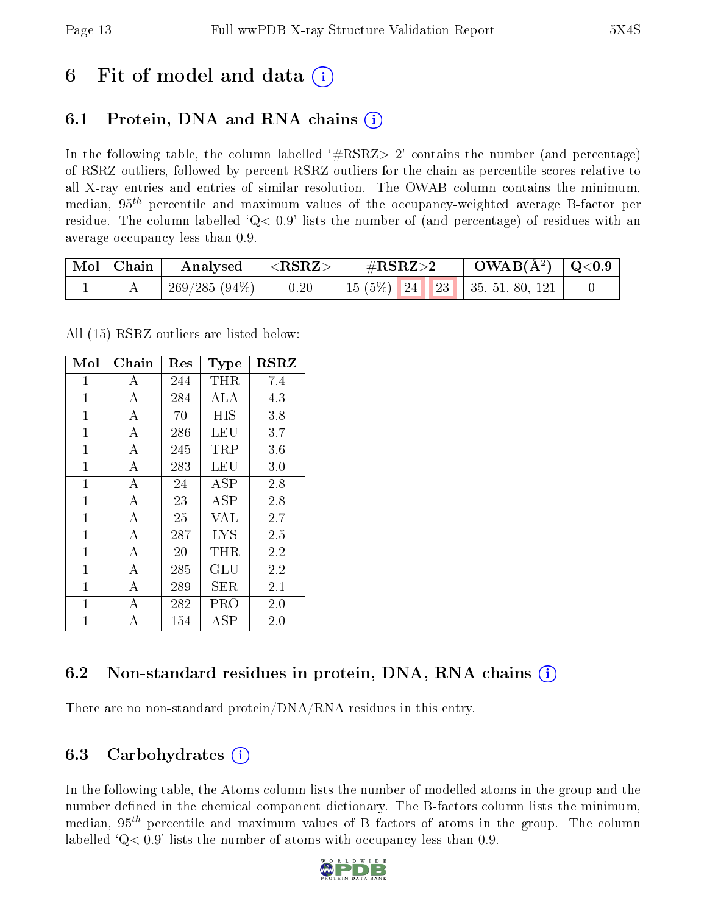# 6 Fit of model and data (i)

## 6.1 Protein, DNA and RNA chains (i)

In the following table, the column labelled '#RSRZ> 2' contains the number (and percentage) of RSRZ outliers, followed by percent RSRZ outliers for the chain as percentile scores relative to all X-ray entries and entries of similar resolution. The OWAB column contains the minimum, median, $95^{th}$ percentile and maximum values of the occupancy-weighted average B-factor per residue. The column labelled 'Q< 0.9' lists the number of (and percentage) of residues with an average occupancy less than 0.9.

| Mol | Chain | Analysed | <RSRZ> | #RSRZ>2 | | | OWAB(Å$^2$) | Q<0.9 |
|---|---|---|---|---|---|---|---|---|
| 1 | A | 269/285 (94%) | 0.20 | 15 (5%) | 24 | 23 | 35, 51, 80, 121 | 0 |

All (15) RSRZ outliers are listed below:

| Mol | Chain | Res | Type | RSRZ |
|---|---|---|---|---|
| 1 | A | 244 | THR | 7.4 |
| 1 | A | 284 | ALA | 4.3 |
| 1 | A | 70 | HIS | 3.8 |
| 1 | A | 286 | LEU | 3.7 |
| 1 | A | 245 | TRP | 3.6 |
| 1 | A | 283 | LEU | 3.0 |
| 1 | A | 24 | ASP | 2.8 |
| 1 | A | 23 | ASP | 2.8 |
| 1 | A | 25 | VAL | 2.7 |
| 1 | A | 287 | LYS | 2.5 |
| 1 | A | 20 | THR | 2.2 |
| 1 | A | 285 | GLU | 2.2 |
| 1 | A | 289 | SER | 2.1 |
| 1 | A | 282 | PRO | 2.0 |
| 1 | A | 154 | ASP | 2.0 |

## 6.2 Non-standard residues in protein, DNA, RNA chains (i)

There are no non-standard protein/DNA/RNA residues in this entry.

## 6.3 Carbohydrates (i)

In the following table, the Atoms column lists the number of modelled atoms in the group and the number defined in the chemical component dictionary. The B-factors column lists the minimum, median, $95^{th}$ percentile and maximum values of B factors of atoms in the group. The column labelled 'Q< 0.9' lists the number of atoms with occupancy less than 0.9.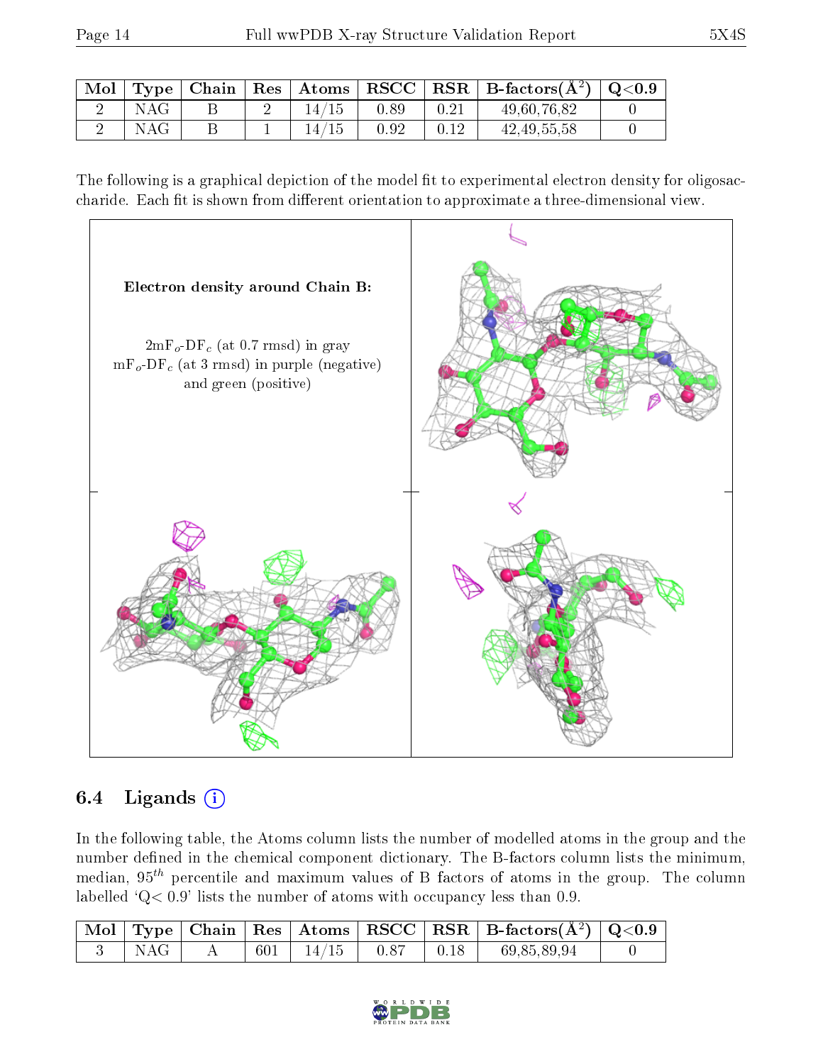| Mol | Type | Chain | Res | Atoms | RSCC | RSR | B-factors($Å^2$) | Q<0.9 |
|---|---|---|---|---|---|---|---|---|
| 2 | NAG | B | 2 | 14/15 | 0.89 | 0.21 | 49,60,76,82 | 0 |
| 2 | NAG | B | 1 | 14/15 | 0.92 | 0.12 | 42,49,55,58 | 0 |

The following is a graphical depiction of the model fit to experimental electron density for oligosaccharide. Each fit is shown from different orientation to approximate a three-dimensional view.

**Electron density around Chain B:**

$2mF_o$-$DF_c$ (at 0.7 rmsd) in gray
$mF_o$-$DF_c$ (at 3 rmsd) in purple (negative) and green (positive)

## 6.4 Ligands

In the following table, the Atoms column lists the number of modelled atoms in the group and the number defined in the chemical component dictionary. The B-factors column lists the minimum, median, $95^{th}$ percentile and maximum values of B factors of atoms in the group. The column labelled 'Q< 0.9' lists the number of atoms with occupancy less than 0.9.

| Mol | Type | Chain | Res | Atoms | RSCC | RSR | B-factors($Å^2$) | Q<0.9 |
|---|---|---|---|---|---|---|---|---|
| 3 | NAG | A | 601 | 14/15 | 0.87 | 0.18 | 69,85,89,94 | 0 |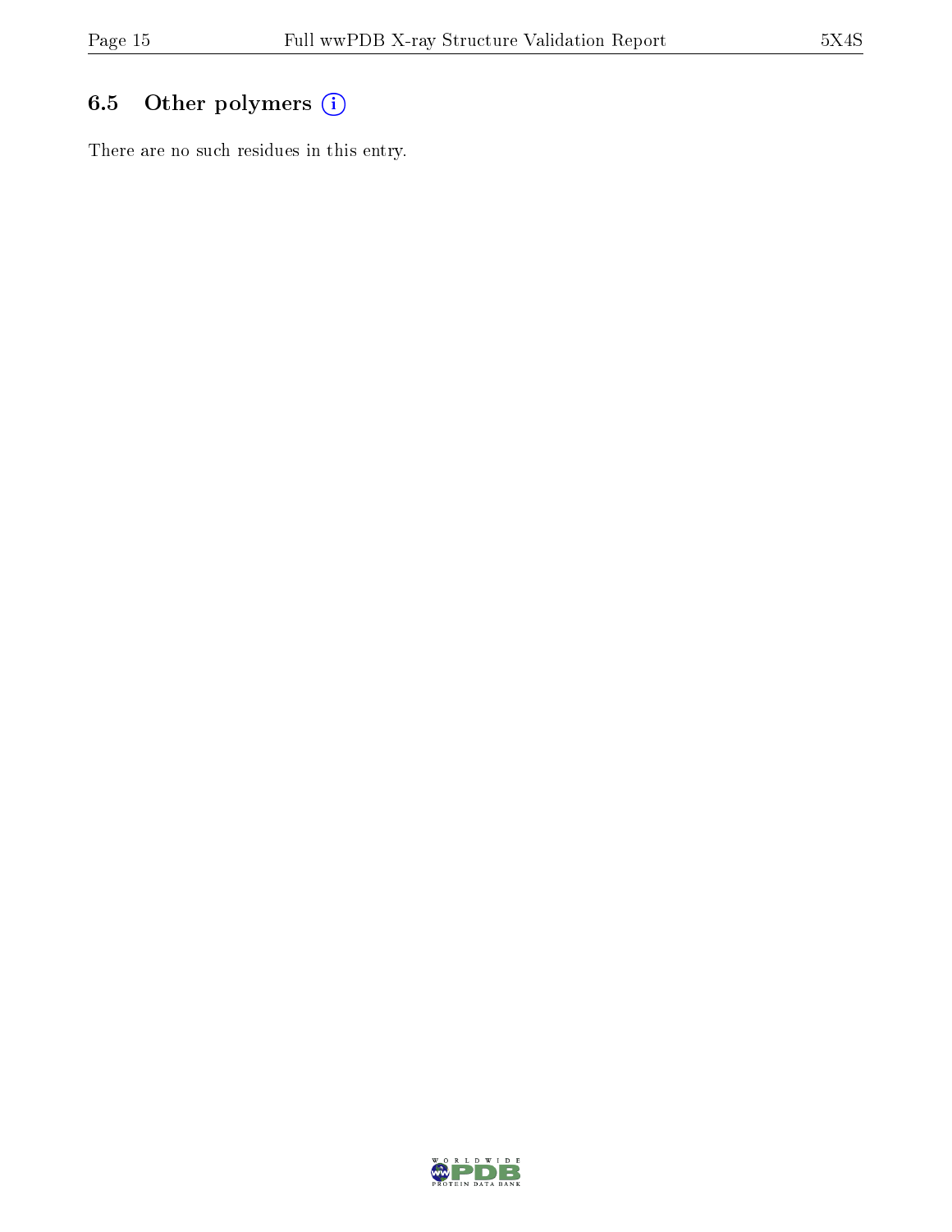### 6.5 Other polymers

There are no such residues in this entry.